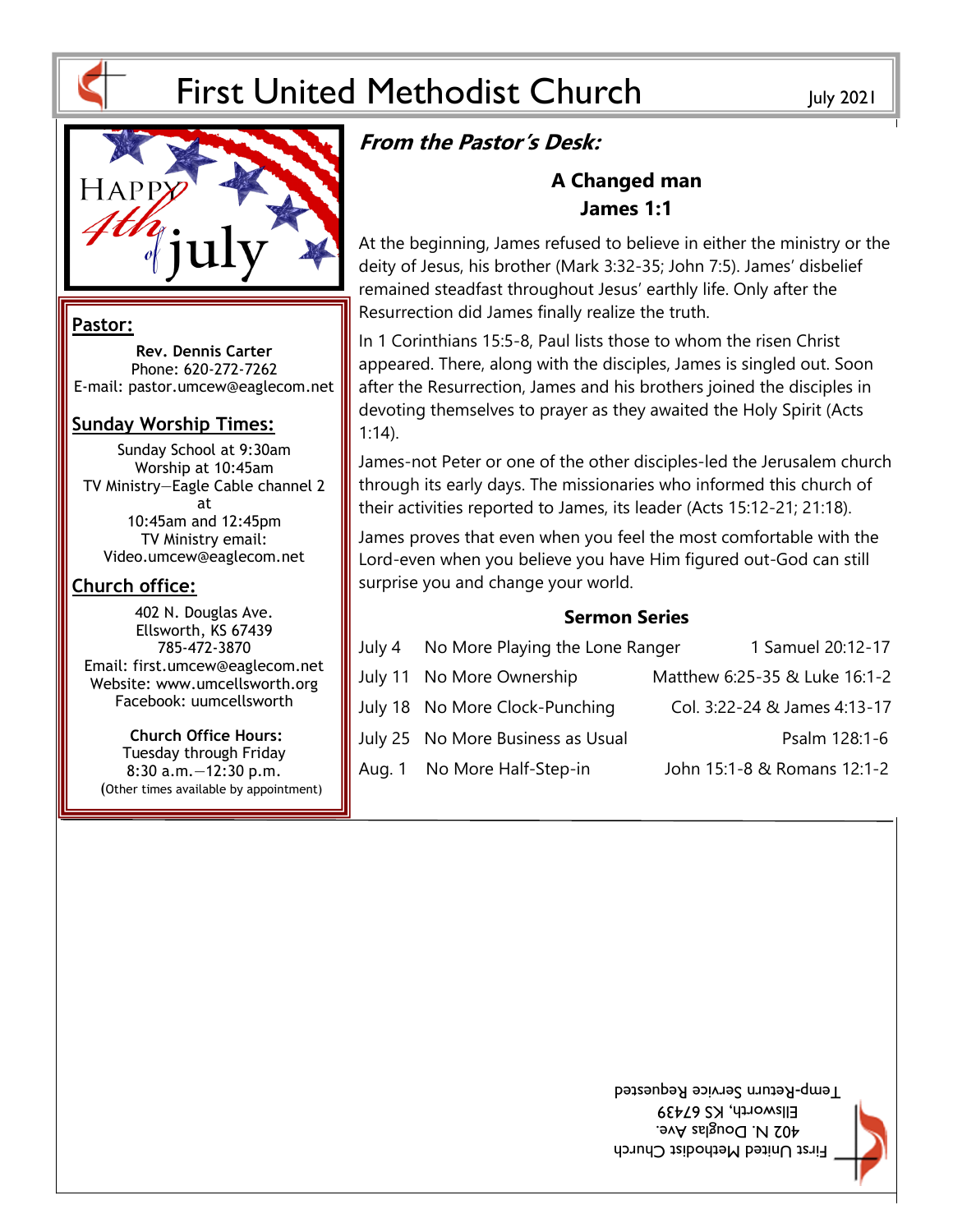# First United Methodist Church

July 2021

HAPPY 4th of july

## Pastor:

**Rev. Dennis Carter**
Phone: 620-272-7262
E-mail: pastor.umcew@eaglecom.net

## Sunday Worship Times:

Sunday School at 9:30am
Worship at 10:45am
TV Ministry—Eagle Cable channel 2 at
10:45am and 12:45pm
TV Ministry email:
Video.umcew@eaglecom.net

## Church office:

402 N. Douglas Ave.
Ellsworth, KS 67439
785-472-3870
Email: first.umcew@eaglecom.net
Website: www.umcellsworth.org
Facebook: uumcellsworth

**Church Office Hours:**
Tuesday through Friday
8:30 a.m.—12:30 p.m.
(Other times available by appointment)

## *From the Pastor's Desk:*

### A Changed man
### James 1:1

At the beginning, James refused to believe in either the ministry or the deity of Jesus, his brother (Mark 3:32-35; John 7:5). James' disbelief remained steadfast throughout Jesus' earthly life. Only after the Resurrection did James finally realize the truth.

In 1 Corinthians 15:5-8, Paul lists those to whom the risen Christ appeared. There, along with the disciples, James is singled out. Soon after the Resurrection, James and his brothers joined the disciples in devoting themselves to prayer as they awaited the Holy Spirit (Acts 1:14).

James-not Peter or one of the other disciples-led the Jerusalem church through its early days. The missionaries who informed this church of their activities reported to James, its leader (Acts 15:12-21; 21:18).

James proves that even when you feel the most comfortable with the Lord-even when you believe you have Him figured out-God can still surprise you and change your world.

### Sermon Series

| Date | Title | Scripture |
|---|---|---|
| July 4 | No More Playing the Lone Ranger | 1 Samuel 20:12-17 |
| July 11 | No More Ownership | Matthew 6:25-35 & Luke 16:1-2 |
| July 18 | No More Clock-Punching | Col. 3:22-24 & James 4:13-17 |
| July 25 | No More Business as Usual | Psalm 128:1-6 |
| Aug. 1 | No More Half-Step-in | John 15:1-8 & Romans 12:1-2 |

First United Methodist Church
402 N. Douglas Ave.
Ellsworth, KS 67439
Temp-Return Service Requested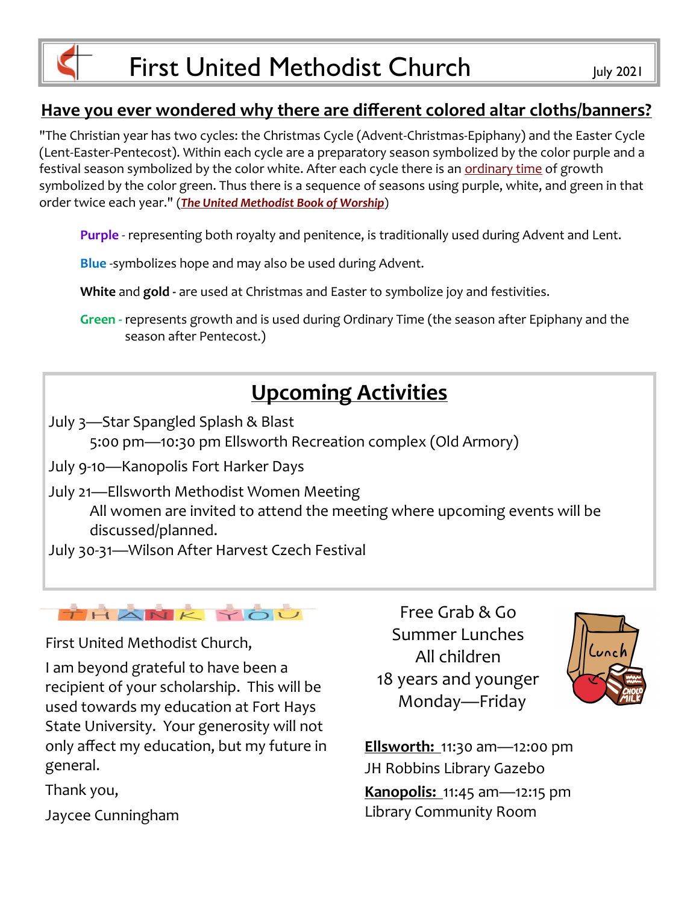# First United Methodist Church

July 2021

## Have you ever wondered why there are different colored altar cloths/banners?

"The Christian year has two cycles: the Christmas Cycle (Advent-Christmas-Epiphany) and the Easter Cycle (Lent-Easter-Pentecost). Within each cycle are a preparatory season symbolized by the color purple and a festival season symbolized by the color white. After each cycle there is an ordinary time of growth symbolized by the color green. Thus there is a sequence of seasons using purple, white, and green in that order twice each year." (***The United Methodist Book of Worship***)

**Purple** - representing both royalty and penitence, is traditionally used during Advent and Lent.

**Blue** -symbolizes hope and may also be used during Advent.

**White** and **gold** - are used at Christmas and Easter to symbolize joy and festivities.

**Green** - represents growth and is used during Ordinary Time (the season after Epiphany and the season after Pentecost.)

## Upcoming Activities

July 3—Star Spangled Splash & Blast
5:00 pm—10:30 pm Ellsworth Recreation complex (Old Armory)

July 9-10—Kanopolis Fort Harker Days

July 21—Ellsworth Methodist Women Meeting
All women are invited to attend the meeting where upcoming events will be discussed/planned.

July 30-31—Wilson After Harvest Czech Festival

THANK YOU

First United Methodist Church,

I am beyond grateful to have been a recipient of your scholarship. This will be used towards my education at Fort Hays State University. Your generosity will not only affect my education, but my future in general.

Thank you,

Jaycee Cunningham

Free Grab & Go
Summer Lunches
All children
18 years and younger
Monday—Friday

**Ellsworth:** 11:30 am—12:00 pm
JH Robbins Library Gazebo

**Kanopolis:** 11:45 am—12:15 pm
Library Community Room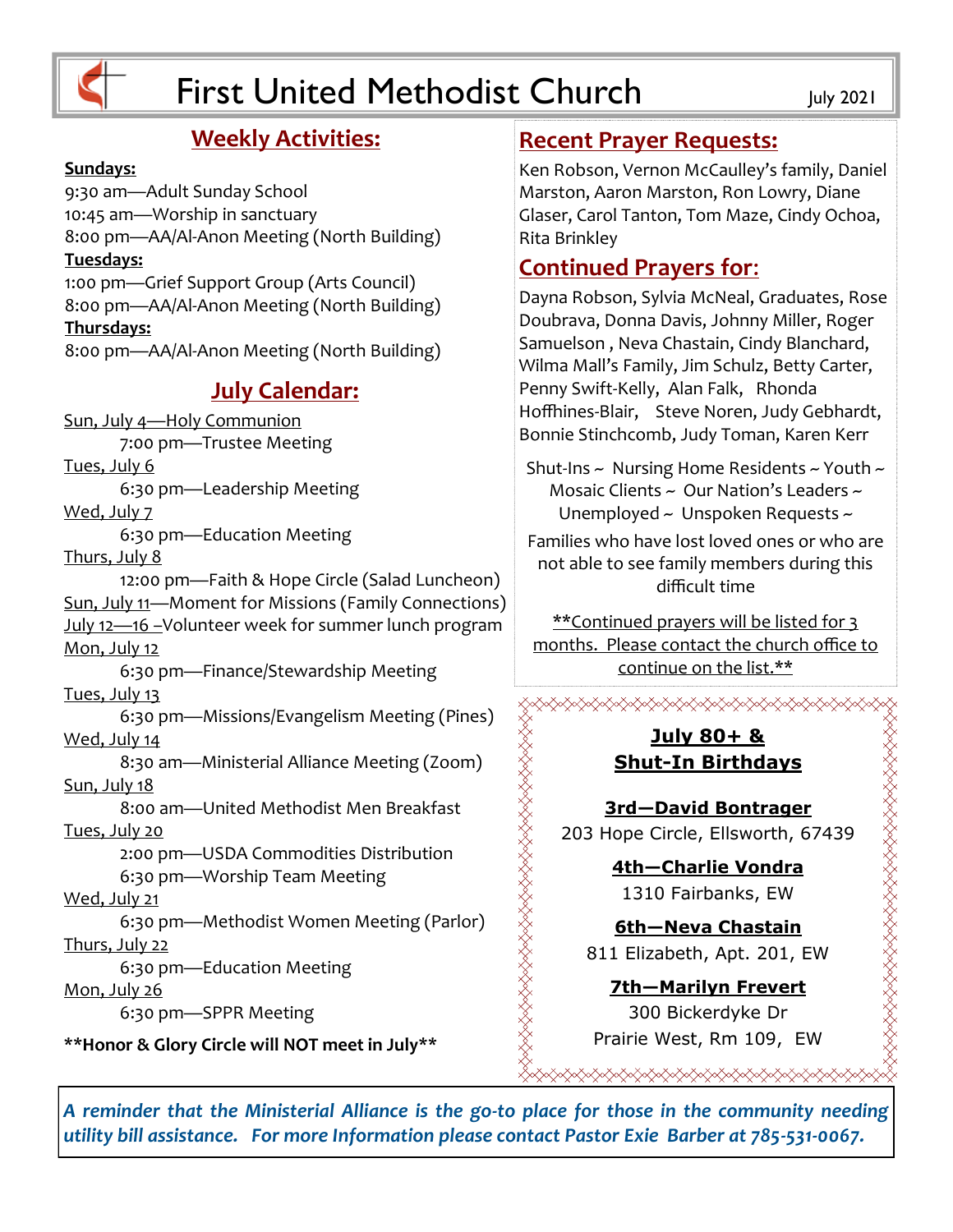# First United Methodist Church

July 2021

## Weekly Activities:

**Sundays:**

9:30 am—Adult Sunday School
10:45 am—Worship in sanctuary
8:00 pm—AA/Al-Anon Meeting (North Building)

**Tuesdays:**

1:00 pm—Grief Support Group (Arts Council)
8:00 pm—AA/Al-Anon Meeting (North Building)

**Thursdays:**

8:00 pm—AA/Al-Anon Meeting (North Building)

## July Calendar:

Sun, July 4—Holy Communion
 7:00 pm—Trustee Meeting

Tues, July 6
 6:30 pm—Leadership Meeting

Wed, July 7
 6:30 pm—Education Meeting

Thurs, July 8
 12:00 pm—Faith & Hope Circle (Salad Luncheon)

Sun, July 11—Moment for Missions (Family Connections)

July 12—16 –Volunteer week for summer lunch program

Mon, July 12
 6:30 pm—Finance/Stewardship Meeting

Tues, July 13
 6:30 pm—Missions/Evangelism Meeting (Pines)

Wed, July 14
 8:30 am—Ministerial Alliance Meeting (Zoom)

Sun, July 18
 8:00 am—United Methodist Men Breakfast

Tues, July 20
 2:00 pm—USDA Commodities Distribution
 6:30 pm—Worship Team Meeting

Wed, July 21
 6:30 pm—Methodist Women Meeting (Parlor)

Thurs, July 22
 6:30 pm—Education Meeting

Mon, July 26
 6:30 pm—SPPR Meeting

**\*\*Honor & Glory Circle will NOT meet in July\*\***

## Recent Prayer Requests:

Ken Robson, Vernon McCaulley's family, Daniel Marston, Aaron Marston, Ron Lowry, Diane Glaser, Carol Tanton, Tom Maze, Cindy Ochoa, Rita Brinkley

## Continued Prayers for:

Dayna Robson, Sylvia McNeal, Graduates, Rose Doubrava, Donna Davis, Johnny Miller, Roger Samuelson , Neva Chastain, Cindy Blanchard, Wilma Mall's Family, Jim Schulz, Betty Carter, Penny Swift-Kelly, Alan Falk, Rhonda Hoffhines-Blair, Steve Noren, Judy Gebhardt, Bonnie Stinchcomb, Judy Toman, Karen Kerr

Shut-Ins ~ Nursing Home Residents ~ Youth ~ Mosaic Clients ~ Our Nation's Leaders ~ Unemployed ~ Unspoken Requests ~

Families who have lost loved ones or who are not able to see family members during this difficult time

\*\*Continued prayers will be listed for 3 months. Please contact the church office to continue on the list.\*\*

## July 80+ & Shut-In Birthdays

**3rd—David Bontrager**
203 Hope Circle, Ellsworth, 67439

**4th—Charlie Vondra**
1310 Fairbanks, EW

**6th—Neva Chastain**
811 Elizabeth, Apt. 201, EW

**7th—Marilyn Frevert**
300 Bickerdyke Dr
Prairie West, Rm 109, EW

***A reminder that the Ministerial Alliance is the go-to place for those in the community needing utility bill assistance. For more Information please contact Pastor Exie Barber at 785-531-0067.***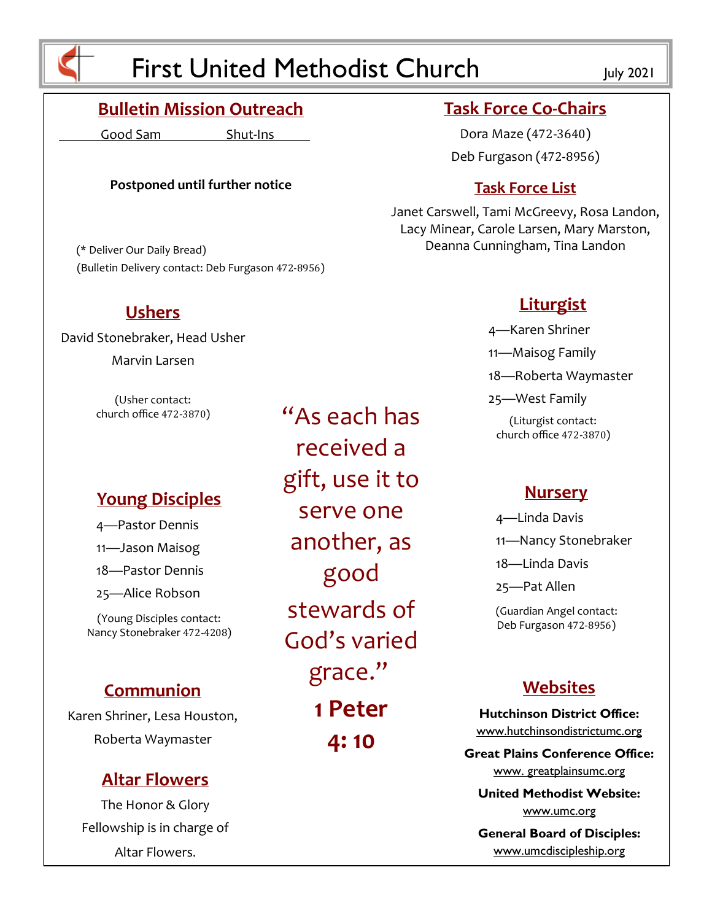# First United Methodist Church

July 2021

## Bulletin Mission Outreach

Good Sam Shut-Ins

**Postponed until further notice**

(* Deliver Our Daily Bread)

(Bulletin Delivery contact: Deb Furgason 472-8956)

## Task Force Co-Chairs

Dora Maze (472-3640)

Deb Furgason (472-8956)

## Task Force List

Janet Carswell, Tami McGreevy, Rosa Landon, Lacy Minear, Carole Larsen, Mary Marston, Deanna Cunningham, Tina Landon

## Ushers

David Stonebraker, Head Usher

Marvin Larsen

(Usher contact: church office 472-3870)

## Liturgist

4—Karen Shriner

11—Maisog Family

18—Roberta Waymaster

25—West Family

(Liturgist contact: church office 472-3870)

"As each has received a gift, use it to serve one another, as good stewards of God's varied grace."

**1 Peter 4: 10**

## Young Disciples

4—Pastor Dennis

11—Jason Maisog

18—Pastor Dennis

25—Alice Robson

(Young Disciples contact: Nancy Stonebraker 472-4208)

## Nursery

4—Linda Davis

11—Nancy Stonebraker

18—Linda Davis

25—Pat Allen

(Guardian Angel contact: Deb Furgason 472-8956)

## Communion

Karen Shriner, Lesa Houston, Roberta Waymaster

## Altar Flowers

The Honor & Glory Fellowship is in charge of Altar Flowers.

## Websites

**Hutchinson District Office:**
www.hutchinsondistrictumc.org

**Great Plains Conference Office:**
www. greatplainsumc.org

**United Methodist Website:**
www.umc.org

**General Board of Disciples:**
www.umcdiscipleship.org